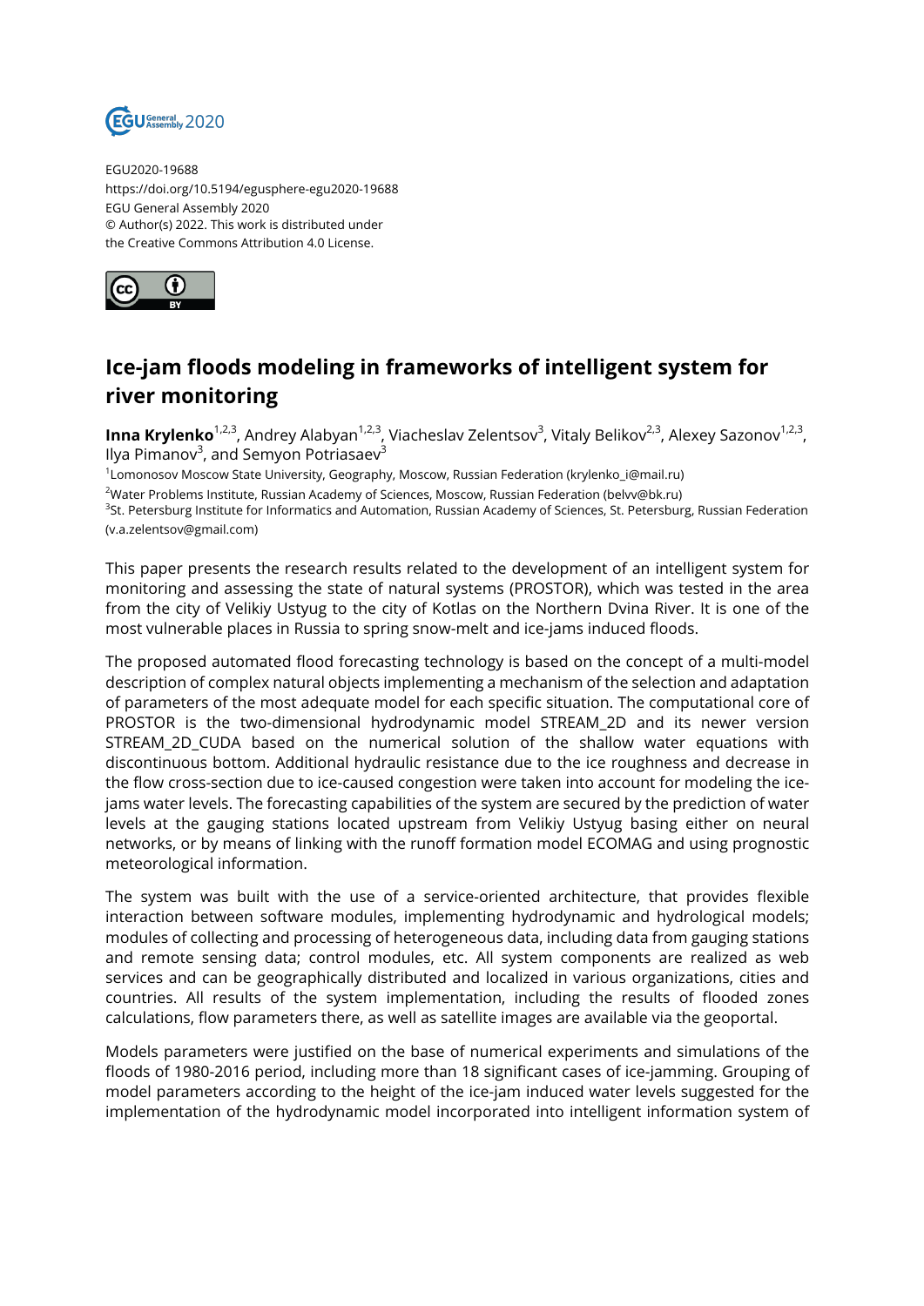EGU2020-19688
https://doi.org/10.5194/egusphere-egu2020-19688
EGU General Assembly 2020
© Author(s) 2022. This work is distributed under
the Creative Commons Attribution 4.0 License.

# Ice-jam floods modeling in frameworks of intelligent system for river monitoring

**Inna Krylenko**[1,2,3], Andrey Alabyan[1,2,3], Viacheslav Zelentsov[3], Vitaly Belikov[2,3], Alexey Sazonov[1,2,3], Ilya Pimanov[3], and Semyon Potriasaev[3]

[1]Lomonosov Moscow State University, Geography, Moscow, Russian Federation (krylenko_i@mail.ru)
[2]Water Problems Institute, Russian Academy of Sciences, Moscow, Russian Federation (belvv@bk.ru)
[3]St. Petersburg Institute for Informatics and Automation, Russian Academy of Sciences, St. Petersburg, Russian Federation (v.a.zelentsov@gmail.com)

This paper presents the research results related to the development of an intelligent system for monitoring and assessing the state of natural systems (PROSTOR), which was tested in the area from the city of Velikiy Ustyug to the city of Kotlas on the Northern Dvina River. It is one of the most vulnerable places in Russia to spring snow-melt and ice-jams induced floods.

The proposed automated flood forecasting technology is based on the concept of a multi-model description of complex natural objects implementing a mechanism of the selection and adaptation of parameters of the most adequate model for each specific situation. The computational core of PROSTOR is the two-dimensional hydrodynamic model STREAM_2D and its newer version STREAM_2D_CUDA based on the numerical solution of the shallow water equations with discontinuous bottom. Additional hydraulic resistance due to the ice roughness and decrease in the flow cross-section due to ice-caused congestion were taken into account for modeling the ice-jams water levels. The forecasting capabilities of the system are secured by the prediction of water levels at the gauging stations located upstream from Velikiy Ustyug basing either on neural networks, or by means of linking with the runoff formation model ECOMAG and using prognostic meteorological information.

The system was built with the use of a service-oriented architecture, that provides flexible interaction between software modules, implementing hydrodynamic and hydrological models; modules of collecting and processing of heterogeneous data, including data from gauging stations and remote sensing data; control modules, etc. All system components are realized as web services and can be geographically distributed and localized in various organizations, cities and countries. All results of the system implementation, including the results of flooded zones calculations, flow parameters there, as well as satellite images are available via the geoportal.

Models parameters were justified on the base of numerical experiments and simulations of the floods of 1980-2016 period, including more than 18 significant cases of ice-jamming. Grouping of model parameters according to the height of the ice-jam induced water levels suggested for the implementation of the hydrodynamic model incorporated into intelligent information system of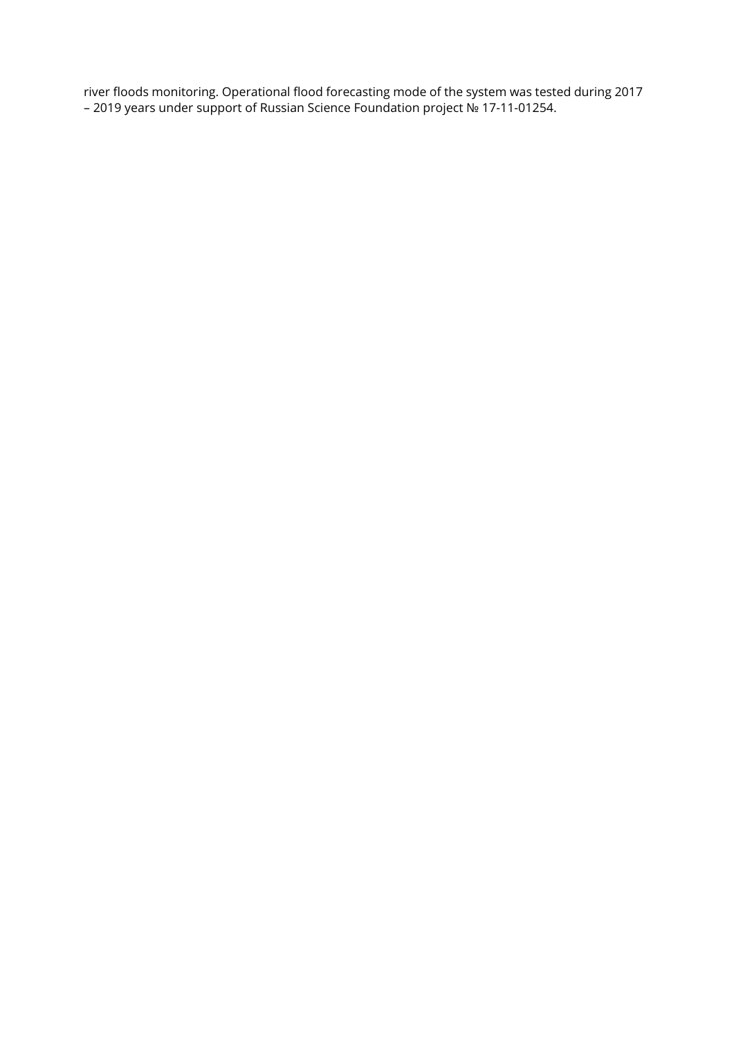river floods monitoring. Operational flood forecasting mode of the system was tested during 2017 – 2019 years under support of Russian Science Foundation project № 17-11-01254.